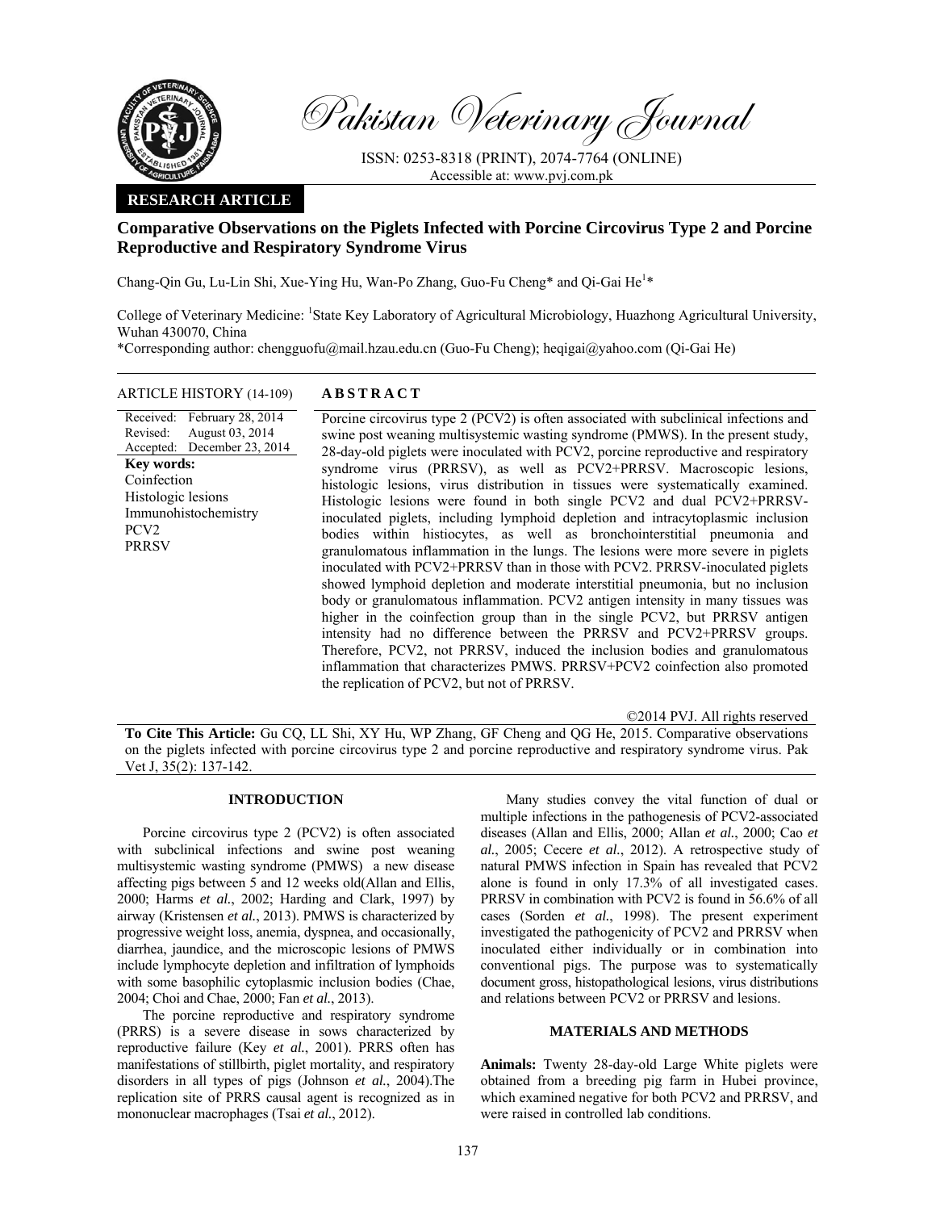Pakistan Veterinary Journal

ISSN: 0253-8318 (PRINT), 2074-7764 (ONLINE)
Accessible at: www.pvj.com.pk

**RESEARCH ARTICLE**

# Comparative Observations on the Piglets Infected with Porcine Circovirus Type 2 and Porcine Reproductive and Respiratory Syndrome Virus

Chang-Qin Gu, Lu-Lin Shi, Xue-Ying Hu, Wan-Po Zhang, Guo-Fu Cheng* and Qi-Gai He[1]*

College of Veterinary Medicine: [1]State Key Laboratory of Agricultural Microbiology, Huazhong Agricultural University, Wuhan 430070, China
*Corresponding author: chengguofu@mail.hzau.edu.cn (Guo-Fu Cheng); heqigai@yahoo.com (Qi-Gai He)

**ARTICLE HISTORY (14-109)**

Received: February 28, 2014
Revised: August 03, 2014
Accepted: December 23, 2014

**Key words:**
Coinfection
Histologic lesions
Immunohistochemistry
PCV2
PRRSV

## ABSTRACT

Porcine circovirus type 2 (PCV2) is often associated with subclinical infections and swine post weaning multisystemic wasting syndrome (PMWS). In the present study, 28-day-old piglets were inoculated with PCV2, porcine reproductive and respiratory syndrome virus (PRRSV), as well as PCV2+PRRSV. Macroscopic lesions, histologic lesions, virus distribution in tissues were systematically examined. Histologic lesions were found in both single PCV2 and dual PCV2+PRRSV-inoculated piglets, including lymphoid depletion and intracytoplasmic inclusion bodies within histiocytes, as well as bronchointerstitial pneumonia and granulomatous inflammation in the lungs. The lesions were more severe in piglets inoculated with PCV2+PRRSV than in those with PCV2. PRRSV-inoculated piglets showed lymphoid depletion and moderate interstitial pneumonia, but no inclusion body or granulomatous inflammation. PCV2 antigen intensity in many tissues was higher in the coinfection group than in the single PCV2, but PRRSV antigen intensity had no difference between the PRRSV and PCV2+PRRSV groups. Therefore, PCV2, not PRRSV, induced the inclusion bodies and granulomatous inflammation that characterizes PMWS. PRRSV+PCV2 coinfection also promoted the replication of PCV2, but not of PRRSV.

©2014 PVJ. All rights reserved

**To Cite This Article:** Gu CQ, LL Shi, XY Hu, WP Zhang, GF Cheng and QG He, 2015. Comparative observations on the piglets infected with porcine circovirus type 2 and porcine reproductive and respiratory syndrome virus. Pak Vet J, 35(2): 137-142.

## INTRODUCTION

Porcine circovirus type 2 (PCV2) is often associated with subclinical infections and swine post weaning multisystemic wasting syndrome (PMWS) a new disease affecting pigs between 5 and 12 weeks old(Allan and Ellis, 2000; Harms *et al.*, 2002; Harding and Clark, 1997) by airway (Kristensen *et al.*, 2013). PMWS is characterized by progressive weight loss, anemia, dyspnea, and occasionally, diarrhea, jaundice, and the microscopic lesions of PMWS include lymphocyte depletion and infiltration of lymphoids with some basophilic cytoplasmic inclusion bodies (Chae, 2004; Choi and Chae, 2000; Fan *et al.*, 2013).

The porcine reproductive and respiratory syndrome (PRRS) is a severe disease in sows characterized by reproductive failure (Key *et al.*, 2001). PRRS often has manifestations of stillbirth, piglet mortality, and respiratory disorders in all types of pigs (Johnson *et al.*, 2004).The replication site of PRRS causal agent is recognized as in mononuclear macrophages (Tsai *et al.*, 2012).

Many studies convey the vital function of dual or multiple infections in the pathogenesis of PCV2-associated diseases (Allan and Ellis, 2000; Allan *et al.*, 2000; Cao *et al.*, 2005; Cecere *et al.*, 2012). A retrospective study of natural PMWS infection in Spain has revealed that PCV2 alone is found in only 17.3% of all investigated cases. PRRSV in combination with PCV2 is found in 56.6% of all cases (Sorden *et al.*, 1998). The present experiment investigated the pathogenicity of PCV2 and PRRSV when inoculated either individually or in combination into conventional pigs. The purpose was to systematically document gross, histopathological lesions, virus distributions and relations between PCV2 or PRRSV and lesions.

## MATERIALS AND METHODS

**Animals:** Twenty 28-day-old Large White piglets were obtained from a breeding pig farm in Hubei province, which examined negative for both PCV2 and PRRSV, and were raised in controlled lab conditions.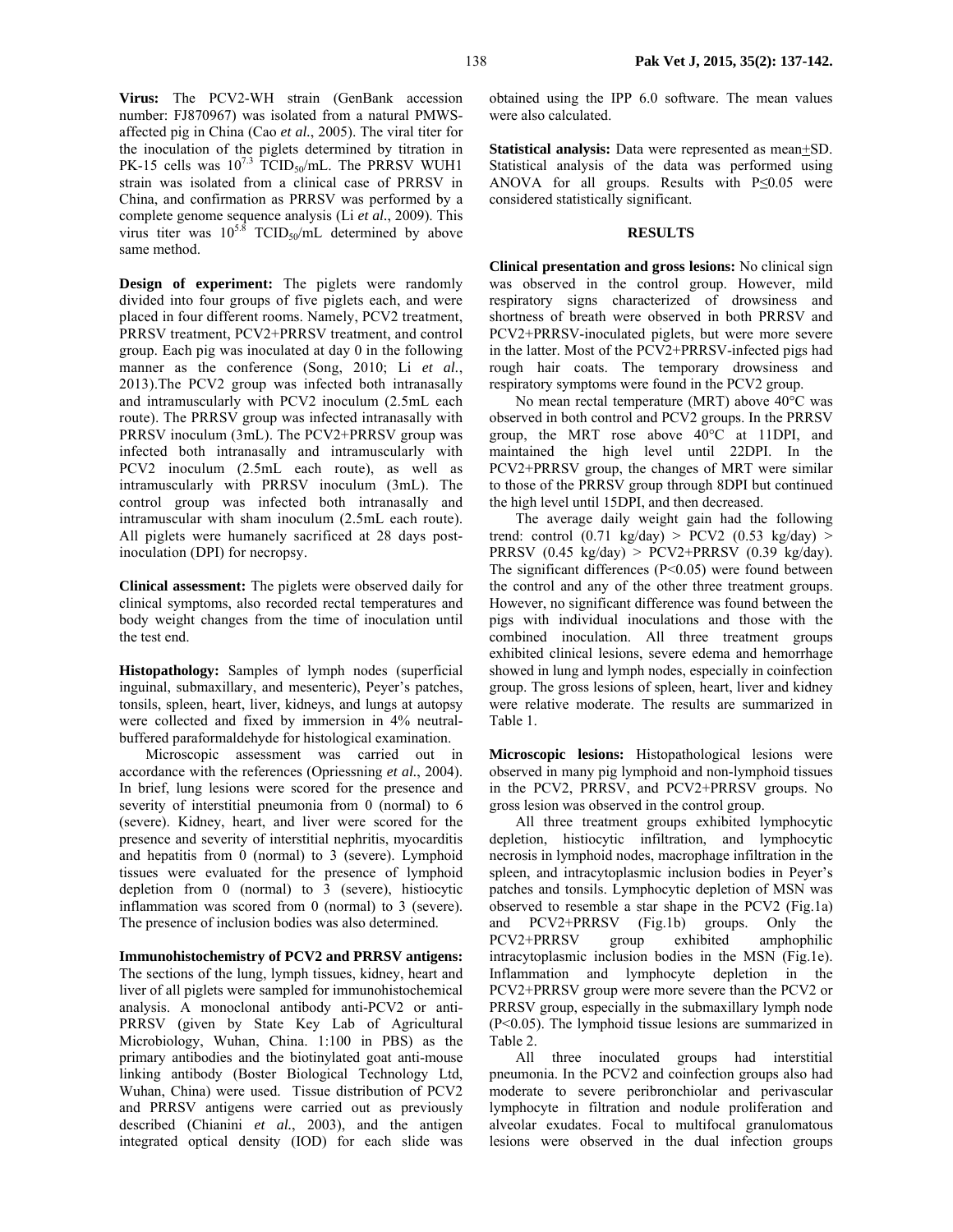**Virus:** The PCV2-WH strain (GenBank accession number: FJ870967) was isolated from a natural PMWS-affected pig in China (Cao *et al.*, 2005). The viral titer for the inoculation of the piglets determined by titration in PK-15 cells was $10^{7.3}$ $TCID_{50}$/mL. The PRRSV WUH1 strain was isolated from a clinical case of PRRSV in China, and confirmation as PRRSV was performed by a complete genome sequence analysis (Li *et al.*, 2009). This virus titer was $10^{5.8}$ $TCID_{50}$/mL determined by above same method.

**Design of experiment:** The piglets were randomly divided into four groups of five piglets each, and were placed in four different rooms. Namely, PCV2 treatment, PRRSV treatment, PCV2+PRRSV treatment, and control group. Each pig was inoculated at day 0 in the following manner as the conference (Song, 2010; Li *et al.*, 2013).The PCV2 group was infected both intranasally and intramuscularly with PCV2 inoculum (2.5mL each route). The PRRSV group was infected intranasally with PRRSV inoculum (3mL). The PCV2+PRRSV group was infected both intranasally and intramuscularly with PCV2 inoculum (2.5mL each route), as well as intramuscularly with PRRSV inoculum (3mL). The control group was infected both intranasally and intramuscular with sham inoculum (2.5mL each route). All piglets were humanely sacrificed at 28 days post-inoculation (DPI) for necropsy.

**Clinical assessment:** The piglets were observed daily for clinical symptoms, also recorded rectal temperatures and body weight changes from the time of inoculation until the test end.

**Histopathology:** Samples of lymph nodes (superficial inguinal, submaxillary, and mesenteric), Peyer's patches, tonsils, spleen, heart, liver, kidneys, and lungs at autopsy were collected and fixed by immersion in 4% neutral-buffered paraformaldehyde for histological examination.

Microscopic assessment was carried out in accordance with the references (Opriessning *et al.*, 2004). In brief, lung lesions were scored for the presence and severity of interstitial pneumonia from 0 (normal) to 6 (severe). Kidney, heart, and liver were scored for the presence and severity of interstitial nephritis, myocarditis and hepatitis from 0 (normal) to 3 (severe). Lymphoid tissues were evaluated for the presence of lymphoid depletion from 0 (normal) to 3 (severe), histiocytic inflammation was scored from 0 (normal) to 3 (severe). The presence of inclusion bodies was also determined.

**Immunohistochemistry of PCV2 and PRRSV antigens:** The sections of the lung, lymph tissues, kidney, heart and liver of all piglets were sampled for immunohistochemical analysis. A monoclonal antibody anti-PCV2 or anti-PRRSV (given by State Key Lab of Agricultural Microbiology, Wuhan, China. 1:100 in PBS) as the primary antibodies and the biotinylated goat anti-mouse linking antibody (Boster Biological Technology Ltd, Wuhan, China) were used. Tissue distribution of PCV2 and PRRSV antigens were carried out as previously described (Chianini *et al.*, 2003), and the antigen integrated optical density (IOD) for each slide was obtained using the IPP 6.0 software. The mean values were also calculated.

**Statistical analysis:** Data were represented as mean±SD. Statistical analysis of the data was performed using ANOVA for all groups. Results with $P \leq 0.05$ were considered statistically significant.

## RESULTS

**Clinical presentation and gross lesions:** No clinical sign was observed in the control group. However, mild respiratory signs characterized of drowsiness and shortness of breath were observed in both PRRSV and PCV2+PRRSV-inoculated piglets, but were more severe in the latter. Most of the PCV2+PRRSV-infected pigs had rough hair coats. The temporary drowsiness and respiratory symptoms were found in the PCV2 group.

No mean rectal temperature (MRT) above 40°C was observed in both control and PCV2 groups. In the PRRSV group, the MRT rose above 40°C at 11DPI, and maintained the high level until 22DPI. In the PCV2+PRRSV group, the changes of MRT were similar to those of the PRRSV group through 8DPI but continued the high level until 15DPI, and then decreased.

The average daily weight gain had the following trend: control (0.71 kg/day) > PCV2 (0.53 kg/day) > PRRSV (0.45 kg/day) > PCV2+PRRSV (0.39 kg/day). The significant differences ($P<0.05$) were found between the control and any of the other three treatment groups. However, no significant difference was found between the pigs with individual inoculations and those with the combined inoculation. All three treatment groups exhibited clinical lesions, severe edema and hemorrhage showed in lung and lymph nodes, especially in coinfection group. The gross lesions of spleen, heart, liver and kidney were relative moderate. The results are summarized in Table 1.

**Microscopic lesions:** Histopathological lesions were observed in many pig lymphoid and non-lymphoid tissues in the PCV2, PRRSV, and PCV2+PRRSV groups. No gross lesion was observed in the control group.

All three treatment groups exhibited lymphocytic depletion, histiocytic infiltration, and lymphocytic necrosis in lymphoid nodes, macrophage infiltration in the spleen, and intracytoplasmic inclusion bodies in Peyer's patches and tonsils. Lymphocytic depletion of MSN was observed to resemble a star shape in the PCV2 (Fig.1a) and PCV2+PRRSV (Fig.1b) groups. Only the PCV2+PRRSV group exhibited amphophilic intracytoplasmic inclusion bodies in the MSN (Fig.1e). Inflammation and lymphocyte depletion in the PCV2+PRRSV group were more severe than the PCV2 or PRRSV group, especially in the submaxillary lymph node ($P<0.05$). The lymphoid tissue lesions are summarized in Table 2.

All three inoculated groups had interstitial pneumonia. In the PCV2 and coinfection groups also had moderate to severe peribronchiolar and perivascular lymphocyte in filtration and nodule proliferation and alveolar exudates. Focal to multifocal granulomatous lesions were observed in the dual infection groups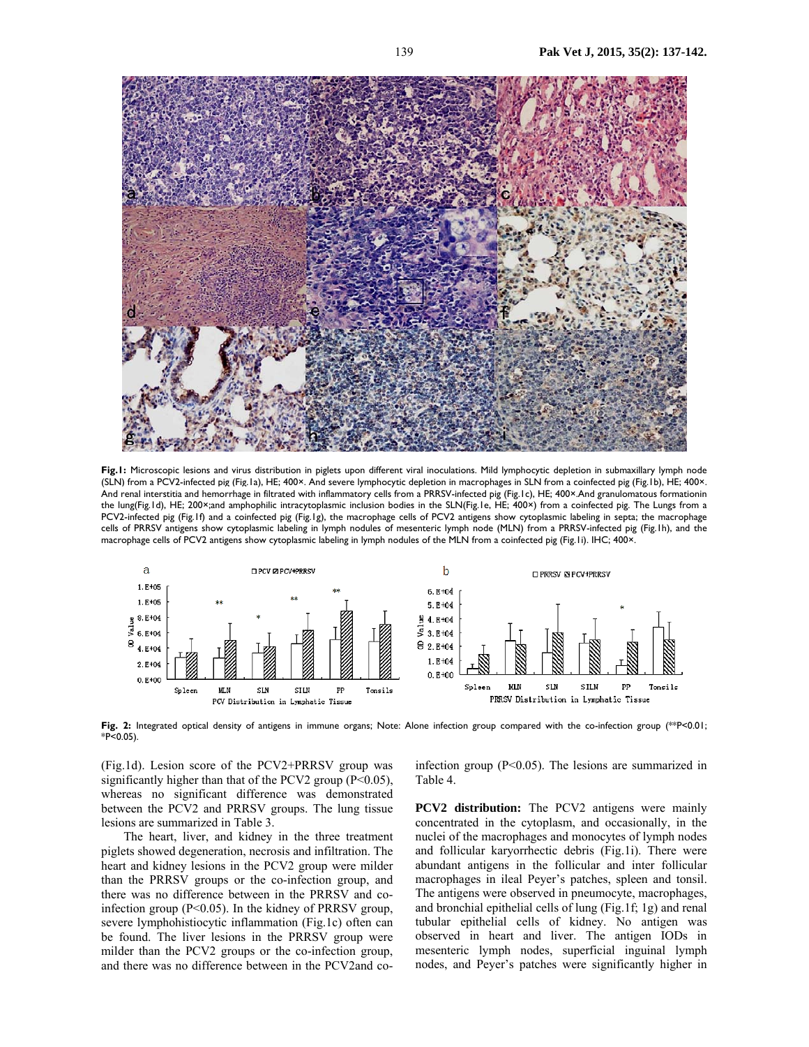**Fig.1:** Microscopic lesions and virus distribution in piglets upon different viral inoculations. Mild lymphocytic depletion in submaxillary lymph node (SLN) from a PCV2-infected pig (Fig.1a), HE; 400×. And severe lymphocytic depletion in macrophages in SLN from a coinfected pig (Fig.1b), HE; 400×. And renal interstitia and hemorrhage in filtrated with inflammatory cells from a PRRSV-infected pig (Fig.1c), HE; 400×.And granulomatous formationin the lung(Fig.1d), HE; 200×;and amphophilic intracytoplasmic inclusion bodies in the SLN(Fig.1e, HE; 400×) from a coinfected pig. The Lungs from a PCV2-infected pig (Fig.1f) and a coinfected pig (Fig.1g), the macrophage cells of PCV2 antigens show cytoplasmic labeling in septa; the macrophage cells of PRRSV antigens show cytoplasmic labeling in lymph nodules of mesenteric lymph node (MLN) from a PRRSV-infected pig (Fig.1h), and the macrophage cells of PCV2 antigens show cytoplasmic labeling in lymph nodules of the MLN from a coinfected pig (Fig.1i). IHC; 400×.

**Fig. 2:** Integrated optical density of antigens in immune organs; Note: Alone infection group compared with the co-infection group (**P<0.01; *P<0.05).

(Fig.1d). Lesion score of the PCV2+PRRSV group was significantly higher than that of the PCV2 group ($P<0.05$), whereas no significant difference was demonstrated between the PCV2 and PRRSV groups. The lung tissue lesions are summarized in Table 3.

The heart, liver, and kidney in the three treatment piglets showed degeneration, necrosis and infiltration. The heart and kidney lesions in the PCV2 group were milder than the PRRSV groups or the co-infection group, and there was no difference between in the PRRSV and co-infection group ($P<0.05$). In the kidney of PRRSV group, severe lymphohistiocytic inflammation (Fig.1c) often can be found. The liver lesions in the PRRSV group were milder than the PCV2 groups or the co-infection group, and there was no difference between in the PCV2and co-infection group ($P<0.05$). The lesions are summarized in Table 4.

**PCV2 distribution:** The PCV2 antigens were mainly concentrated in the cytoplasm, and occasionally, in the nuclei of the macrophages and monocytes of lymph nodes and follicular karyorrhectic debris (Fig.1i). There were abundant antigens in the follicular and inter follicular macrophages in ileal Peyer's patches, spleen and tonsil. The antigens were observed in pneumocyte, macrophages, and bronchial epithelial cells of lung (Fig.1f; 1g) and renal tubular epithelial cells of kidney. No antigen was observed in heart and liver. The antigen IODs in mesenteric lymph nodes, superficial inguinal lymph nodes, and Peyer's patches were significantly higher in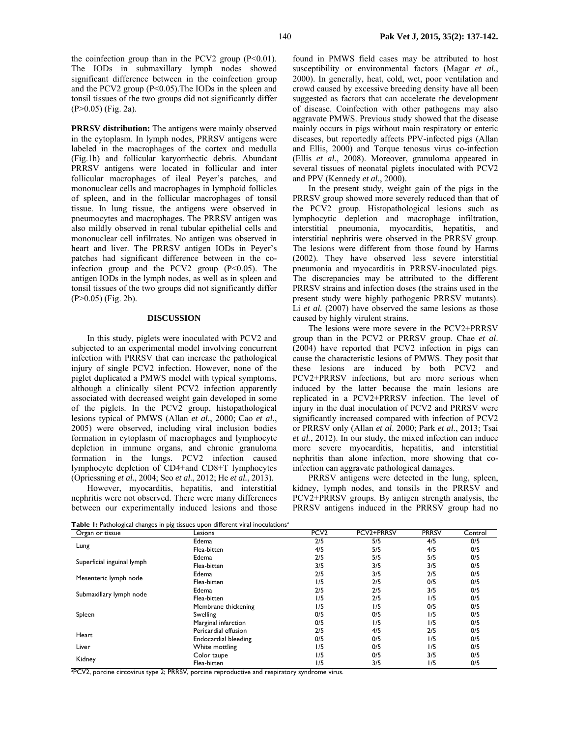the coinfection group than in the PCV2 group ($P<0.01$). The IODs in submaxillary lymph nodes showed significant difference between in the coinfection group and the PCV2 group ($P<0.05$).The IODs in the spleen and tonsil tissues of the two groups did not significantly differ ($P>0.05$) (Fig. 2a).

**PRRSV distribution:** The antigens were mainly observed in the cytoplasm. In lymph nodes, PRRSV antigens were labeled in the macrophages of the cortex and medulla (Fig.1h) and follicular karyorrhectic debris. Abundant PRRSV antigens were located in follicular and inter follicular macrophages of ileal Peyer's patches, and mononuclear cells and macrophages in lymphoid follicles of spleen, and in the follicular macrophages of tonsil tissue. In lung tissue, the antigens were observed in pneumocytes and macrophages. The PRRSV antigen was also mildly observed in renal tubular epithelial cells and mononuclear cell infiltrates. No antigen was observed in heart and liver. The PRRSV antigen IODs in Peyer's patches had significant difference between in the co-infection group and the PCV2 group ($P<0.05$). The antigen IODs in the lymph nodes, as well as in spleen and tonsil tissues of the two groups did not significantly differ ($P>0.05$) (Fig. 2b).

## DISCUSSION

In this study, piglets were inoculated with PCV2 and subjected to an experimental model involving concurrent infection with PRRSV that can increase the pathological injury of single PCV2 infection. However, none of the piglet duplicated a PMWS model with typical symptoms, although a clinically silent PCV2 infection apparently associated with decreased weight gain developed in some of the piglets. In the PCV2 group, histopathological lesions typical of PMWS (Allan *et al.*, 2000; Cao *et al.*, 2005) were observed, including viral inclusion bodies formation in cytoplasm of macrophages and lymphocyte depletion in immune organs, and chronic granuloma formation in the lungs. PCV2 infection caused lymphocyte depletion of CD4+and CD8+T lymphocytes (Opriessning *et al.*, 2004; Seo *et al.*, 2012; He *et al.*, 2013).

However, myocarditis, hepatitis, and interstitial nephritis were not observed. There were many differences between our experimentally induced lesions and those found in PMWS field cases may be attributed to host susceptibility or environmental factors (Magar *et al.*, 2000). In generally, heat, cold, wet, poor ventilation and crowd caused by excessive breeding density have all been suggested as factors that can accelerate the development of disease. Coinfection with other pathogens may also aggravate PMWS. Previous study showed that the disease mainly occurs in pigs without main respiratory or enteric diseases, but reportedly affects PPV-infected pigs (Allan and Ellis, 2000) and Torque tenosus virus co-infection (Ellis *et al.*, 2008). Moreover, granuloma appeared in several tissues of neonatal piglets inoculated with PCV2 and PPV (Kennedy *et al.*, 2000).

In the present study, weight gain of the pigs in the PRRSV group showed more severely reduced than that of the PCV2 group. Histopathological lesions such as lymphocytic depletion and macrophage infiltration, interstitial pneumonia, myocarditis, hepatitis, and interstitial nephritis were observed in the PRRSV group. The lesions were different from those found by Harms (2002). They have observed less severe interstitial pneumonia and myocarditis in PRRSV-inoculated pigs. The discrepancies may be attributed to the different PRRSV strains and infection doses (the strains used in the present study were highly pathogenic PRRSV mutants). Li *et al.* (2007) have observed the same lesions as those caused by highly virulent strains.

The lesions were more severe in the PCV2+PRRSV group than in the PCV2 or PRRSV group. Chae *et al*. (2004) have reported that PCV2 infection in pigs can cause the characteristic lesions of PMWS. They posit that these lesions are induced by both PCV2 and PCV2+PRRSV infections, but are more serious when induced by the latter because the main lesions are replicated in a PCV2+PRRSV infection. The level of injury in the dual inoculation of PCV2 and PRRSV were significantly increased compared with infection of PCV2 or PRRSV only (Allan *et al*. 2000; Park *et al.*, 2013; Tsai *et al.*, 2012). In our study, the mixed infection can induce more severe myocarditis, hepatitis, and interstitial nephritis than alone infection, more showing that co-infection can aggravate pathological damages.

PRRSV antigens were detected in the lung, spleen, kidney, lymph nodes, and tonsils in the PRRSV and PCV2+PRRSV groups. By antigen strength analysis, the PRRSV antigens induced in the PRRSV group had no

**Table 1:** Pathological changes in pig tissues upon different viral inoculations[a]

| Organ or tissue | Lesions | PCV2 | PCV2+PRRSV | PRRSV | Control |
|---|---|---|---|---|---|
| Lung | Edema | 2/5 | 5/5 | 4/5 | 0/5 |
| | Flea-bitten | 4/5 | 5/5 | 4/5 | 0/5 |
| Superficial inguinal lymph | Edema | 2/5 | 5/5 | 5/5 | 0/5 |
| | Flea-bitten | 3/5 | 3/5 | 3/5 | 0/5 |
| Mesenteric lymph node | Edema | 2/5 | 3/5 | 2/5 | 0/5 |
| | Flea-bitten | 1/5 | 2/5 | 0/5 | 0/5 |
| Submaxillary lymph node | Edema | 2/5 | 2/5 | 3/5 | 0/5 |
| | Flea-bitten | 1/5 | 2/5 | 1/5 | 0/5 |
| Spleen | Membrane thickening | 1/5 | 1/5 | 0/5 | 0/5 |
| | Swelling | 0/5 | 0/5 | 1/5 | 0/5 |
| | Marginal infarction | 0/5 | 1/5 | 1/5 | 0/5 |
| Heart | Pericardial effusion | 2/5 | 4/5 | 2/5 | 0/5 |
| | Endocardial bleeding | 0/5 | 0/5 | 1/5 | 0/5 |
| Liver | White mottling | 1/5 | 0/5 | 1/5 | 0/5 |
| Kidney | Color taupe | 1/5 | 0/5 | 3/5 | 0/5 |
| | Flea-bitten | 1/5 | 3/5 | 1/5 | 0/5 |

[a]PCV2, porcine circovirus type 2; PRRSV, porcine reproductive and respiratory syndrome virus.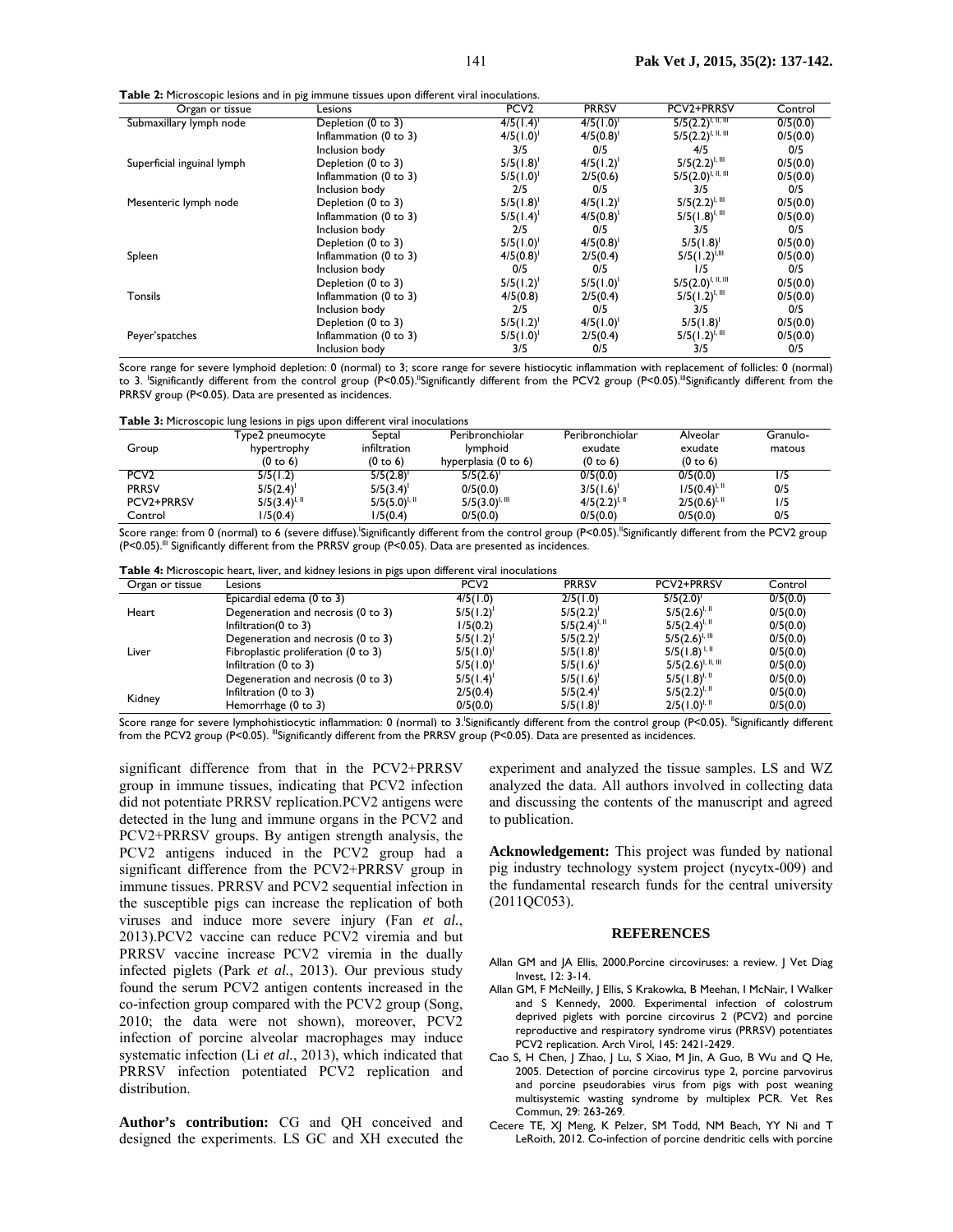**Table 2:** Microscopic lesions and in pig immune tissues upon different viral inoculations.

| Organ or tissue | Lesions | PCV2 | PRRSV | PCV2+PRRSV | Control |
|---|---|---|---|---|---|
| Submaxillary lymph node | Depletion (0 to 3) | 4/5(1.4)[I] | 4/5(1.0)[I] | 5/5(2.2)[I, II, III] | 0/5(0.0) |
| | Inflammation (0 to 3) | 4/5(1.0)[I] | 4/5(0.8)[I] | 5/5(2.2)[I, II, III] | 0/5(0.0) |
| | Inclusion body | 3/5 | 0/5 | 4/5 | 0/5 |
| Superficial inguinal lymph | Depletion (0 to 3) | 5/5(1.8)[I] | 4/5(1.2)[I] | 5/5(2.2)[I, III] | 0/5(0.0) |
| | Inflammation (0 to 3) | 5/5(1.0)[I] | 2/5(0.6) | 5/5(2.0)[I, II, III] | 0/5(0.0) |
| | Inclusion body | 2/5 | 0/5 | 3/5 | 0/5 |
| Mesenteric lymph node | Depletion (0 to 3) | 5/5(1.8)[I] | 4/5(1.2)[I] | 5/5(2.2)[I, III] | 0/5(0.0) |
| | Inflammation (0 to 3) | 5/5(1.4)[I] | 4/5(0.8)[I] | 5/5(1.8)[I, III] | 0/5(0.0) |
| | Inclusion body | 2/5 | 0/5 | 3/5 | 0/5 |
| Spleen | Depletion (0 to 3) | 5/5(1.0)[I] | 4/5(0.8)[I] | 5/5(1.8)[I] | 0/5(0.0) |
| | Inflammation (0 to 3) | 4/5(0.8)[I] | 2/5(0.4) | 5/5(1.2)[I,III] | 0/5(0.0) |
| | Inclusion body | 0/5 | 0/5 | 1/5 | 0/5 |
| Tonsils | Depletion (0 to 3) | 5/5(1.2)[I] | 5/5(1.0)[I] | 5/5(2.0)[I, II, III] | 0/5(0.0) |
| | Inflammation (0 to 3) | 4/5(0.8) | 2/5(0.4) | 5/5(1.2)[I, III] | 0/5(0.0) |
| | Inclusion body | 2/5 | 0/5 | 3/5 | 0/5 |
| Peyer'spatches | Depletion (0 to 3) | 5/5(1.2)[I] | 4/5(1.0)[I] | 5/5(1.8)[I] | 0/5(0.0) |
| | Inflammation (0 to 3) | 5/5(1.0)[I] | 2/5(0.4) | 5/5(1.2)[I, III] | 0/5(0.0) |
| | Inclusion body | 3/5 | 0/5 | 3/5 | 0/5 |

Score range for severe lymphoid depletion: 0 (normal) to 3; score range for severe histiocytic inflammation with replacement of follicles: 0 (normal) to 3. [I]Significantly different from the control group (P<0.05).[II]Significantly different from the PCV2 group (P<0.05).[III]Significantly different from the PRRSV group (P<0.05). Data are presented as incidences.

**Table 3:** Microscopic lung lesions in pigs upon different viral inoculations

| Group | Type2 pneumocyte hypertrophy (0 to 6) | Septal infiltration (0 to 6) | Peribronchiolar lymphoid hyperplasia (0 to 6) | Peribronchiolar exudate (0 to 6) | Alveolar exudate (0 to 6) | Granulomatous |
|---|---|---|---|---|---|---|
| PCV2 | 5/5(1.2) | 5/5(2.8)[I] | 5/5(2.6)[I] | 0/5(0.0) | 0/5(0.0) | 1/5 |
| PRRSV | 5/5(2.4)[I] | 5/5(3.4)[I] | 0/5(0.0) | 3/5(1.6)[I] | 1/5(0.4)[I, II] | 0/5 |
| PCV2+PRRSV | 5/5(3.4)[I, II] | 5/5(5.0)[I, II] | 5/5(3.0)[I, III] | 4/5(2.2)[I, II] | 2/5(0.6)[I, II] | 1/5 |
| Control | 1/5(0.4) | 1/5(0.4) | 0/5(0.0) | 0/5(0.0) | 0/5(0.0) | 0/5 |

Score range: from 0 (normal) to 6 (severe diffuse).[I]Significantly different from the control group (P<0.05).[II]Significantly different from the PCV2 group (P<0.05).[III] Significantly different from the PRRSV group (P<0.05). Data are presented as incidences.

**Table 4:** Microscopic heart, liver, and kidney lesions in pigs upon different viral inoculations

| Organ or tissue | Lesions | PCV2 | PRRSV | PCV2+PRRSV | Control |
|---|---|---|---|---|---|
| Heart | Epicardial edema (0 to 3) | 4/5(1.0) | 2/5(1.0) | 5/5(2.0)[I] | 0/5(0.0) |
| | Degeneration and necrosis (0 to 3) | 5/5(1.2)[I] | 5/5(2.2)[I] | 5/5(2.6)[I, II] | 0/5(0.0) |
| | Infiltration(0 to 3) | 1/5(0.2) | 5/5(2.4)[I, II] | 5/5(2.4)[I, II] | 0/5(0.0) |
| Liver | Degeneration and necrosis (0 to 3) | 5/5(1.2)[I] | 5/5(2.2)[I] | 5/5(2.6)[I, III] | 0/5(0.0) |
| | Fibroplastic proliferation (0 to 3) | 5/5(1.0)[I] | 5/5(1.8)[I] | 5/5(1.8)[I, II] | 0/5(0.0) |
| | Infiltration (0 to 3) | 5/5(1.0)[I] | 5/5(1.6)[I] | 5/5(2.6)[I, II, III] | 0/5(0.0) |
| Kidney | Degeneration and necrosis (0 to 3) | 5/5(1.4)[I] | 5/5(1.6)[I] | 5/5(1.8)[I, II] | 0/5(0.0) |
| | Infiltration (0 to 3) | 2/5(0.4) | 5/5(2.4)[I] | 5/5(2.2)[I, II] | 0/5(0.0) |
| | Hemorrhage (0 to 3) | 0/5(0.0) | 5/5(1.8)[I] | 2/5(1.0)[I, II] | 0/5(0.0) |

Score range for severe lymphohistiocytic inflammation: 0 (normal) to 3.[I]Significantly different from the control group (P<0.05). [II]Significantly different from the PCV2 group (P<0.05). [III]Significantly different from the PRRSV group (P<0.05). Data are presented as incidences.

significant difference from that in the PCV2+PRRSV group in immune tissues, indicating that PCV2 infection did not potentiate PRRSV replication.PCV2 antigens were detected in the lung and immune organs in the PCV2 and PCV2+PRRSV groups. By antigen strength analysis, the PCV2 antigens induced in the PCV2 group had a significant difference from the PCV2+PRRSV group in immune tissues. PRRSV and PCV2 sequential infection in the susceptible pigs can increase the replication of both viruses and induce more severe injury (Fan *et al.*, 2013).PCV2 vaccine can reduce PCV2 viremia and but PRRSV vaccine increase PCV2 viremia in the dually infected piglets (Park *et al.*, 2013). Our previous study found the serum PCV2 antigen contents increased in the co-infection group compared with the PCV2 group (Song, 2010; the data were not shown), moreover, PCV2 infection of porcine alveolar macrophages may induce systematic infection (Li *et al.*, 2013), which indicated that PRRSV infection potentiated PCV2 replication and distribution.

**Author's contribution:** CG and QH conceived and designed the experiments. LS GC and XH executed the experiment and analyzed the tissue samples. LS and WZ analyzed the data. All authors involved in collecting data and discussing the contents of the manuscript and agreed to publication.

**Acknowledgement:** This project was funded by national pig industry technology system project (nycytx-009) and the fundamental research funds for the central university (2011QC053).

## REFERENCES

Allan GM and JA Ellis, 2000.Porcine circoviruses: a review. J Vet Diag Invest, 12: 3-14.

Allan GM, F McNeilly, J Ellis, S Krakowka, B Meehan, I McNair, I Walker and S Kennedy, 2000. Experimental infection of colostrum deprived piglets with porcine circovirus 2 (PCV2) and porcine reproductive and respiratory syndrome virus (PRRSV) potentiates PCV2 replication. Arch Virol, 145: 2421-2429.

Cao S, H Chen, J Zhao, J Lu, S Xiao, M Jin, A Guo, B Wu and Q He, 2005. Detection of porcine circovirus type 2, porcine parvovirus and porcine pseudorabies virus from pigs with post weaning multisystemic wasting syndrome by multiplex PCR. Vet Res Commun, 29: 263-269.

Cecere TE, XJ Meng, K Pelzer, SM Todd, NM Beach, YY Ni and T LeRoith, 2012. Co-infection of porcine dendritic cells with porcine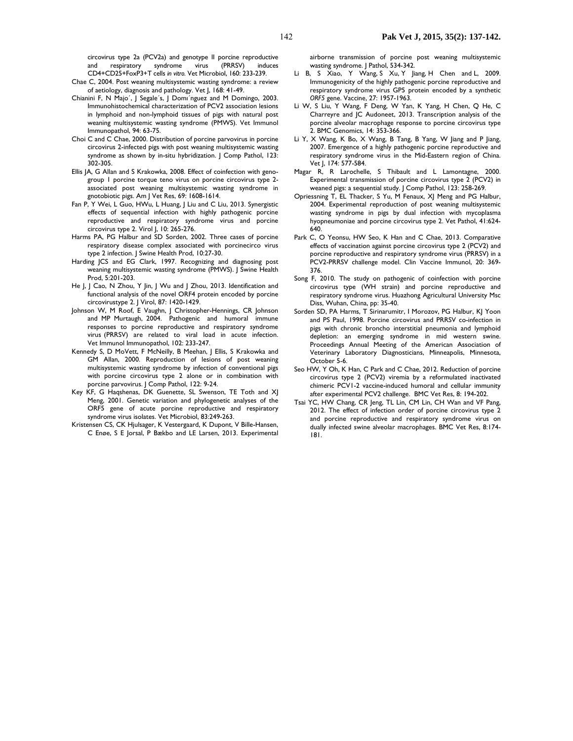circovirus type 2a (PCV2a) and genotype II porcine reproductive and respiratory syndrome virus (PRRSV) induces CD4+CD25+FoxP3+T cells *in vitro*. Vet Microbiol, 160: 233-239.

Chae C, 2004. Post weaning multisystemic wasting syndrome: a review of aetiology, diagnosis and pathology. Vet J, 168: 41-49.

Chianini F, N Majo´, J Segale´s, J Domı´nguez and M Domingo, 2003. Immunohistochemical characterization of PCV2 association lesions in lymphoid and non-lymphoid tissues of pigs with natural post weaning multisystemic wasting syndrome (PMWS). Vet Immunol Immunopathol, 94: 63-75.

Choi C and C Chae, 2000. Distribution of porcine parvovirus in porcine circovirus 2-infected pigs with post weaning multisystemic wasting syndrome as shown by in-situ hybridization. J Comp Pathol, 123: 302-305.

Ellis JA, G Allan and S Krakowka, 2008. Effect of coinfection with genogroup 1 porcine torque teno virus on porcine circovirus type 2-associated post weaning multisystemic wasting syndrome in gnotobiotic pigs. Am J Vet Res, 69: 1608-1614.

Fan P, Y Wei, L Guo, HWu, L Huang, J Liu and C Liu, 2013. Synergistic effects of sequential infection with highly pathogenic porcine reproductive and respiratory syndrome virus and porcine circovirus type 2. Virol J, 10: 265-276.

Harms PA, PG Halbur and SD Sorden, 2002. Three cases of porcine respiratory disease complex associated with porcinecirco virus type 2 infection. J Swine Health Prod, 10:27-30.

Harding JCS and EG Clark, 1997. Recognizing and diagnosing post weaning multisystemic wasting syndrome (PMWS). J Swine Health Prod, 5:201-203.

He J, J Cao, N Zhou, Y Jin, J Wu and J Zhou, 2013. Identification and functional analysis of the novel ORF4 protein encoded by porcine circovirustype 2. J Virol, 87: 1420-1429.

Johnson W, M Roof, E Vaughn, J Christopher-Hennings, CR Johnson and MP Murtaugh, 2004. Pathogenic and humoral immune responses to porcine reproductive and respiratory syndrome virus (PRRSV) are related to viral load in acute infection. Vet Immunol Immunopathol, 102: 233-247.

Kennedy S, D MoVett, F McNeilly, B Meehan, J Ellis, S Krakowka and GM Allan, 2000. Reproduction of lesions of post weaning multisystemic wasting syndrome by infection of conventional pigs with porcine circovirus type 2 alone or in combination with porcine parvovirus. J Comp Pathol, 122: 9-24.

Key KF, G Haqshenas, DK Guenette, SL Swenson, TE Toth and XJ Meng, 2001. Genetic variation and phylogenetic analyses of the ORF5 gene of acute porcine reproductive and respiratory syndrome virus isolates. Vet Microbiol, 83:249-263.

Kristensen CS, CK Hjulsager, K Vestergaard, K Dupont, V Bille-Hansen, C Enøe, S E Jorsal, P Bækbo and LE Larsen, 2013. Experimental airborne transmission of porcine post weaning multisystemic wasting syndrome. J Pathol, 534-342.

Li B, S Xiao, Y Wang, S Xu, Y Jiang, H Chen and L, 2009. Immunogenicity of the highly pathogenic porcine reproductive and respiratory syndrome virus GP5 protein encoded by a synthetic *ORF5* gene. Vaccine, 27: 1957-1963.

Li W, S Liu, Y Wang, F Deng, W Yan, K Yang, H Chen, Q He, C Charreyre and JC Audoneet, 2013. Transcription analysis of the porcine alveolar macrophage response to porcine circovirus type 2. BMC Genomics, 14: 353-366.

Li Y, X Wang, K Bo, X Wang, B Tang, B Yang, W Jiang and P Jiang, 2007. Emergence of a highly pathogenic porcine reproductive and respiratory syndrome virus in the Mid-Eastern region of China. Vet J, 174: 577-584.

Magar R, R Larochelle, S Thibault and L Lamontagne, 2000. Experimental transmission of porcine circovirus type 2 (PCV2) in weaned pigs: a sequential study. J Comp Pathol, 123: 258-269.

Opriessning T, EL Thacker, S Yu, M Fenaux, XJ Meng and PG Halbur, 2004. Experimental reproduction of post weaning multisystemic wasting syndrome in pigs by dual infection with mycoplasma hyopneumoniae and porcine circovirus type 2. Vet Pathol, 41:624-640.

Park C, O Yeonsu, HW Seo, K Han and C Chae, 2013. Comparative effects of vaccination against porcine circovirus type 2 (PCV2) and porcine reproductive and respiratory syndrome virus (PRRSV) in a PCV2-PRRSV challenge model. Clin Vaccine Immunol, 20: 369-376.

Song F, 2010. The study on pathogenic of coinfection with porcine circovirus type (WH strain) and porcine reproductive and respiratory syndrome virus. Huazhong Agricultural University Msc Diss, Wuhan, China, pp: 35-40.

Sorden SD, PA Harms, T Sirinarumitr, I Morozov, PG Halbur, KJ Yoon and PS Paul, 1998. Porcine circovirus and PRRSV co-infection in pigs with chronic broncho interstitial pneumonia and lymphoid depletion: an emerging syndrome in mid western swine. Proceedings Annual Meeting of the American Association of Veterinary Laboratory Diagnosticians, Minneapolis, Minnesota, October 5-6.

Seo HW, Y Oh, K Han, C Park and C Chae, 2012. Reduction of porcine circovirus type 2 (PCV2) viremia by a reformulated inactivated chimeric PCV1-2 vaccine-induced humoral and cellular immunity after experimental PCV2 challenge. BMC Vet Res, 8: 194-202.

Tsai YC, HW Chang, CR Jeng, TL Lin, CM Lin, CH Wan and VF Pang, 2012. The effect of infection order of porcine circovirus type 2 and porcine reproductive and respiratory syndrome virus on dually infected swine alveolar macrophages. BMC Vet Res, 8:174-181.